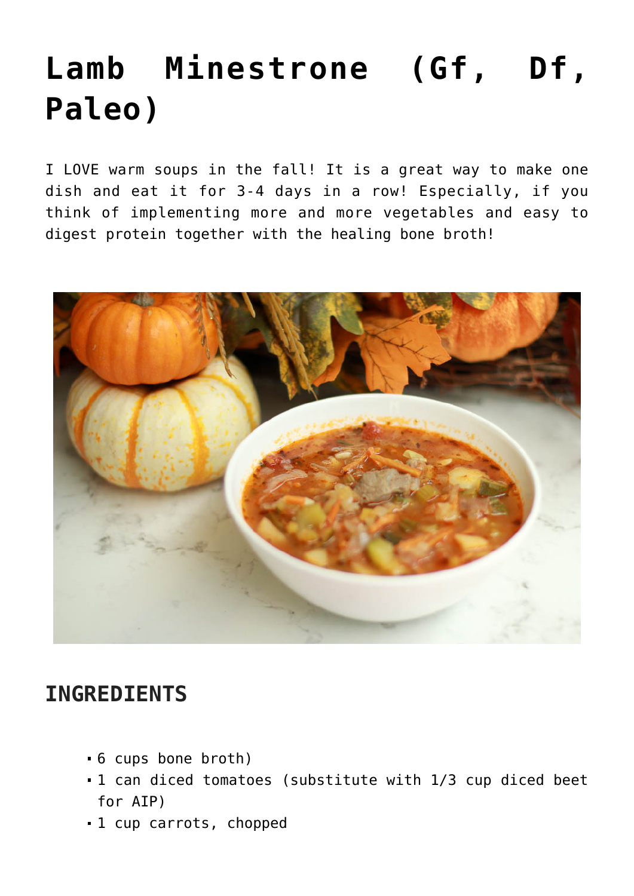# Lamb Minestrone (Gf, Df, Paleo)

I LOVE warm soups in the fall! It is a great way to make one dish and eat it for 3-4 days in a row! Especially, if you think of implementing more and more vegetables and easy to digest protein together with the healing bone broth!

## INGREDIENTS

- 6 cups bone broth)
- 1 can diced tomatoes (substitute with 1/3 cup diced beet for AIP)
- 1 cup carrots, chopped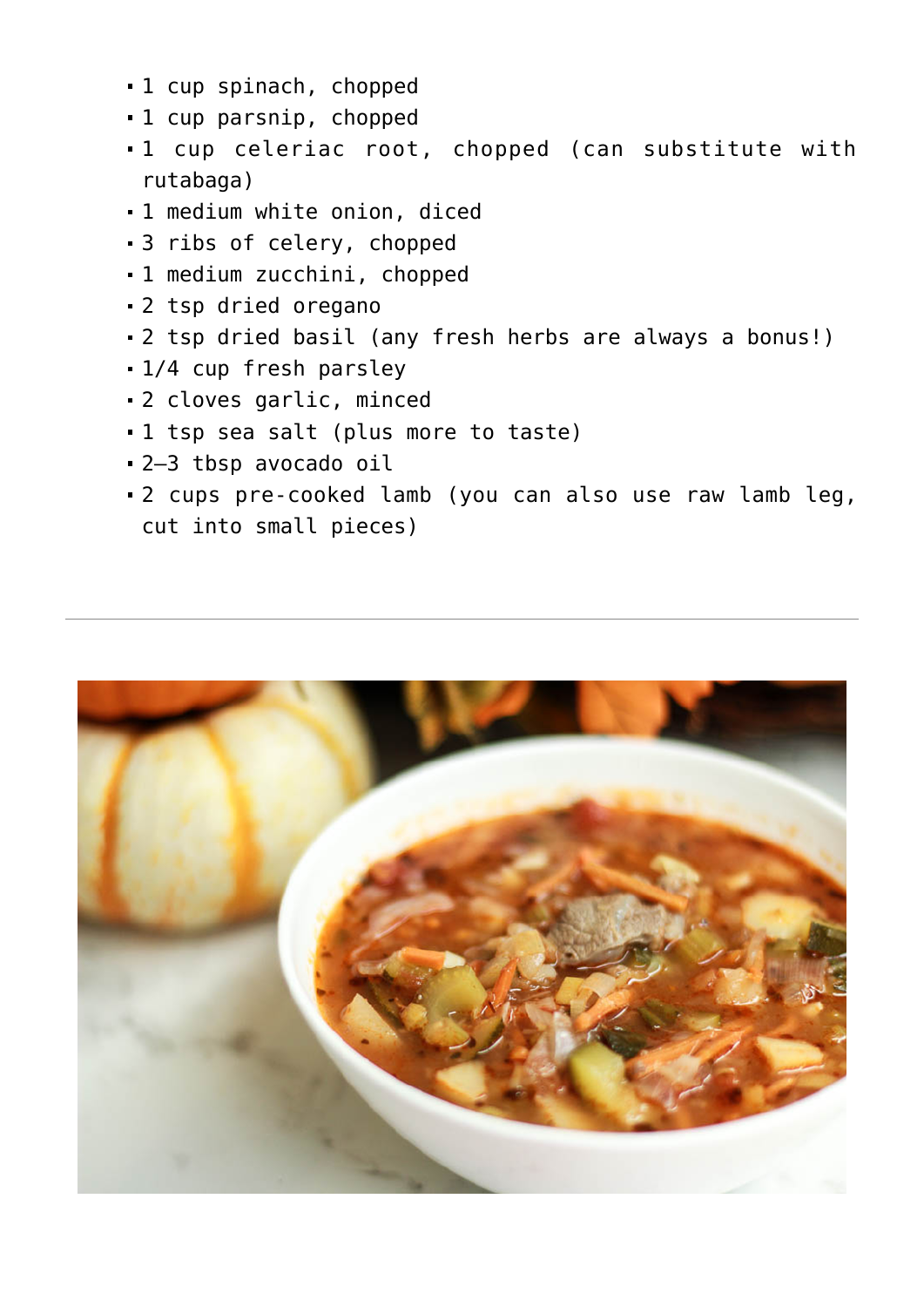- 1 cup spinach, chopped
- 1 cup parsnip, chopped
- 1 cup celeriac root, chopped (can substitute with rutabaga)
- 1 medium white onion, diced
- 3 ribs of celery, chopped
- 1 medium zucchini, chopped
- 2 tsp dried oregano
- 2 tsp dried basil (any fresh herbs are always a bonus!)
- 1/4 cup fresh parsley
- 2 cloves garlic, minced
- 1 tsp sea salt (plus more to taste)
- 2–3 tbsp avocado oil
- 2 cups pre-cooked lamb (you can also use raw lamb leg, cut into small pieces)

---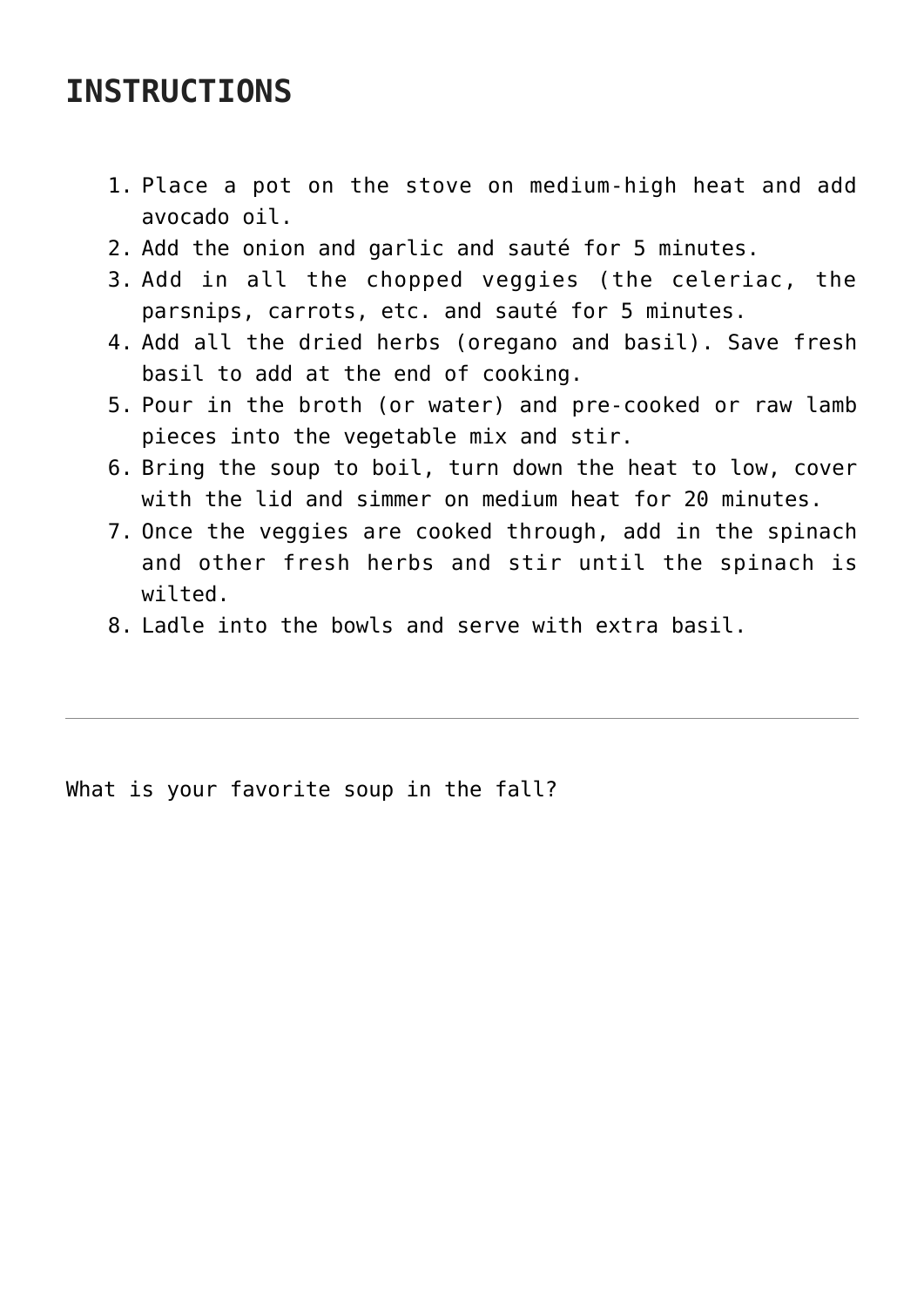## INSTRUCTIONS

1. Place a pot on the stove on medium-high heat and add avocado oil.
2. Add the onion and garlic and sauté for 5 minutes.
3. Add in all the chopped veggies (the celeriac, the parsnips, carrots, etc. and sauté for 5 minutes.
4. Add all the dried herbs (oregano and basil). Save fresh basil to add at the end of cooking.
5. Pour in the broth (or water) and pre-cooked or raw lamb pieces into the vegetable mix and stir.
6. Bring the soup to boil, turn down the heat to low, cover with the lid and simmer on medium heat for 20 minutes.
7. Once the veggies are cooked through, add in the spinach and other fresh herbs and stir until the spinach is wilted.
8. Ladle into the bowls and serve with extra basil.

---

What is your favorite soup in the fall?